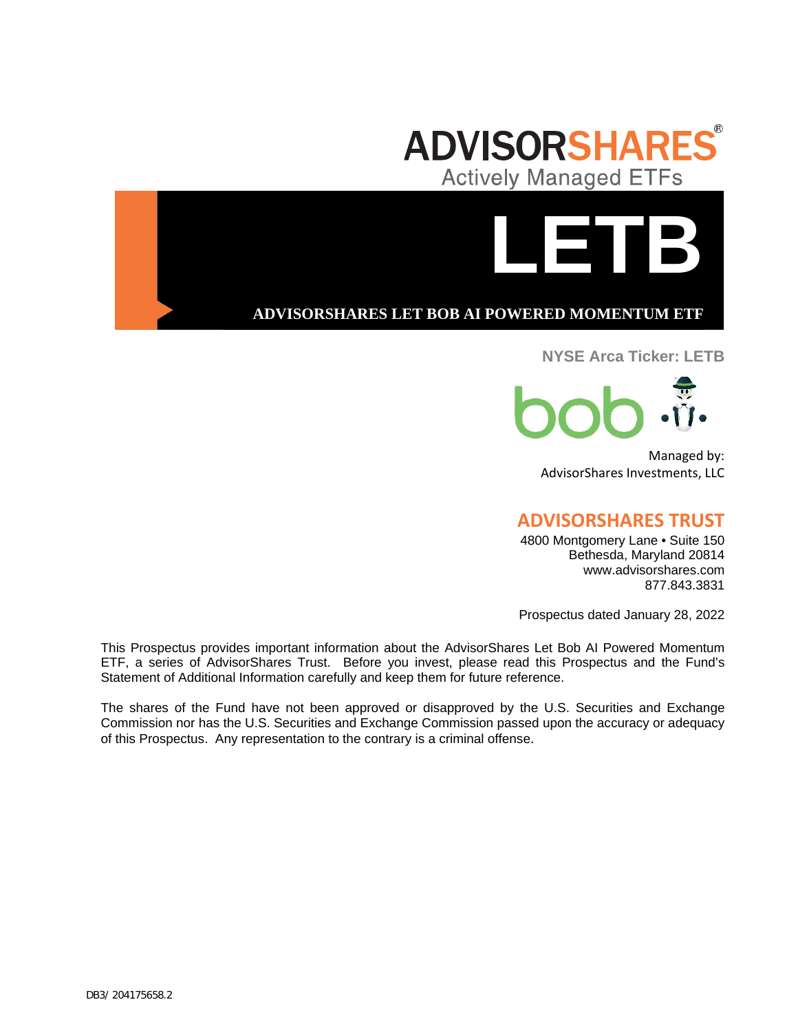# ADVISORSHARES®

Actively Managed ETFs

# LETB

## ADVISORSHARES LET BOB AI POWERED MOMENTUM ETF

**NYSE Arca Ticker: LETB**

bob

Managed by:
AdvisorShares Investments, LLC

## ADVISORSHARES TRUST

4800 Montgomery Lane • Suite 150
Bethesda, Maryland 20814
www.advisorshares.com
877.843.3831

Prospectus dated January 28, 2022

This Prospectus provides important information about the AdvisorShares Let Bob AI Powered Momentum ETF, a series of AdvisorShares Trust. Before you invest, please read this Prospectus and the Fund's Statement of Additional Information carefully and keep them for future reference.

The shares of the Fund have not been approved or disapproved by the U.S. Securities and Exchange Commission nor has the U.S. Securities and Exchange Commission passed upon the accuracy or adequacy of this Prospectus. Any representation to the contrary is a criminal offense.

DB3/ 204175658.2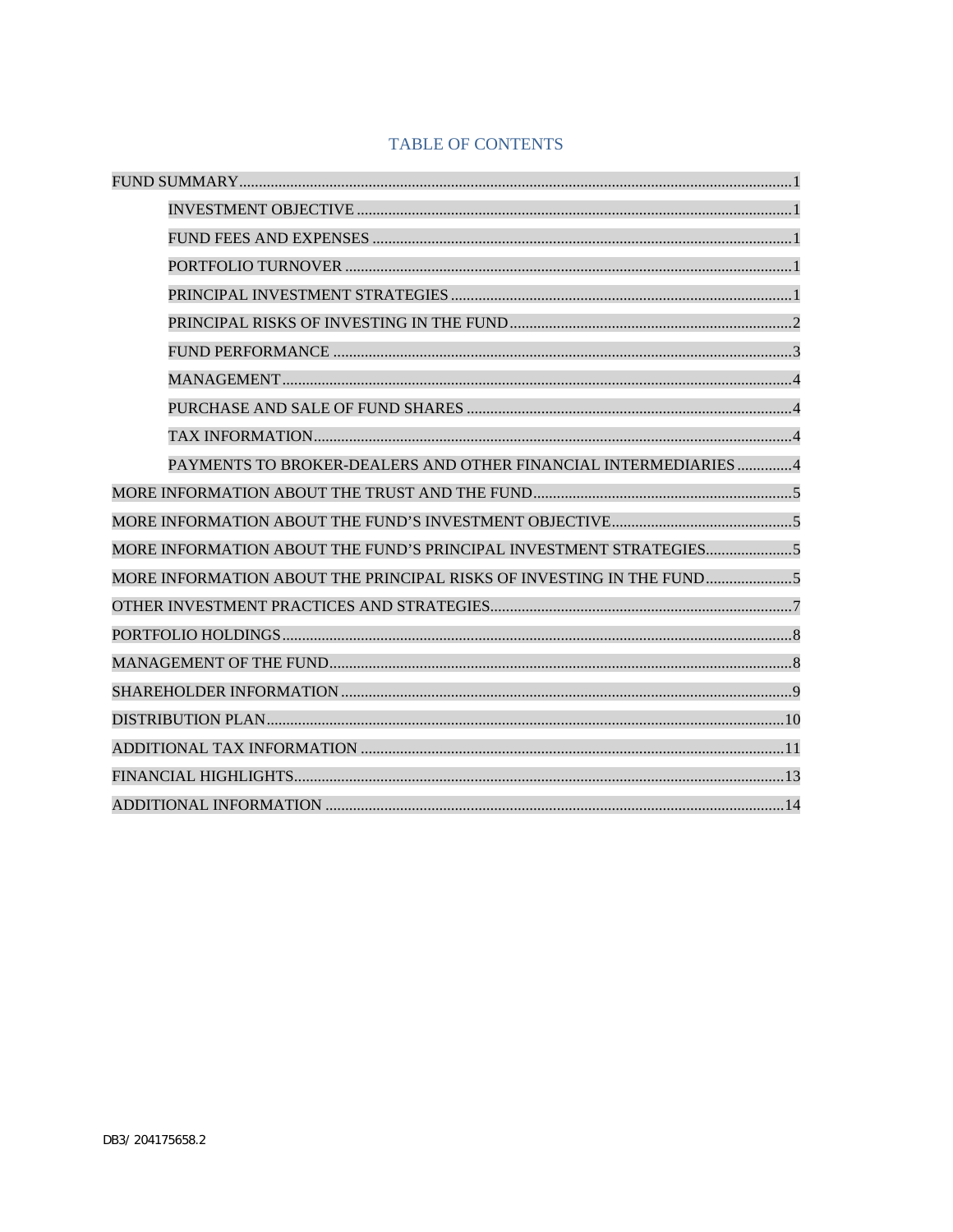# TABLE OF CONTENTS

- FUND SUMMARY .......... 1
  - INVESTMENT OBJECTIVE .......... 1
  - FUND FEES AND EXPENSES .......... 1
  - PORTFOLIO TURNOVER .......... 1
  - PRINCIPAL INVESTMENT STRATEGIES .......... 1
  - PRINCIPAL RISKS OF INVESTING IN THE FUND .......... 2
  - FUND PERFORMANCE .......... 3
  - MANAGEMENT .......... 4
  - PURCHASE AND SALE OF FUND SHARES .......... 4
  - TAX INFORMATION .......... 4
  - PAYMENTS TO BROKER-DEALERS AND OTHER FINANCIAL INTERMEDIARIES .......... 4
- MORE INFORMATION ABOUT THE TRUST AND THE FUND .......... 5
- MORE INFORMATION ABOUT THE FUND'S INVESTMENT OBJECTIVE .......... 5
- MORE INFORMATION ABOUT THE FUND'S PRINCIPAL INVESTMENT STRATEGIES .......... 5
- MORE INFORMATION ABOUT THE PRINCIPAL RISKS OF INVESTING IN THE FUND .......... 5
- OTHER INVESTMENT PRACTICES AND STRATEGIES .......... 7
- PORTFOLIO HOLDINGS .......... 8
- MANAGEMENT OF THE FUND .......... 8
- SHAREHOLDER INFORMATION .......... 9
- DISTRIBUTION PLAN .......... 10
- ADDITIONAL TAX INFORMATION .......... 11
- FINANCIAL HIGHLIGHTS .......... 13
- ADDITIONAL INFORMATION .......... 14

DB3/ 204175658.2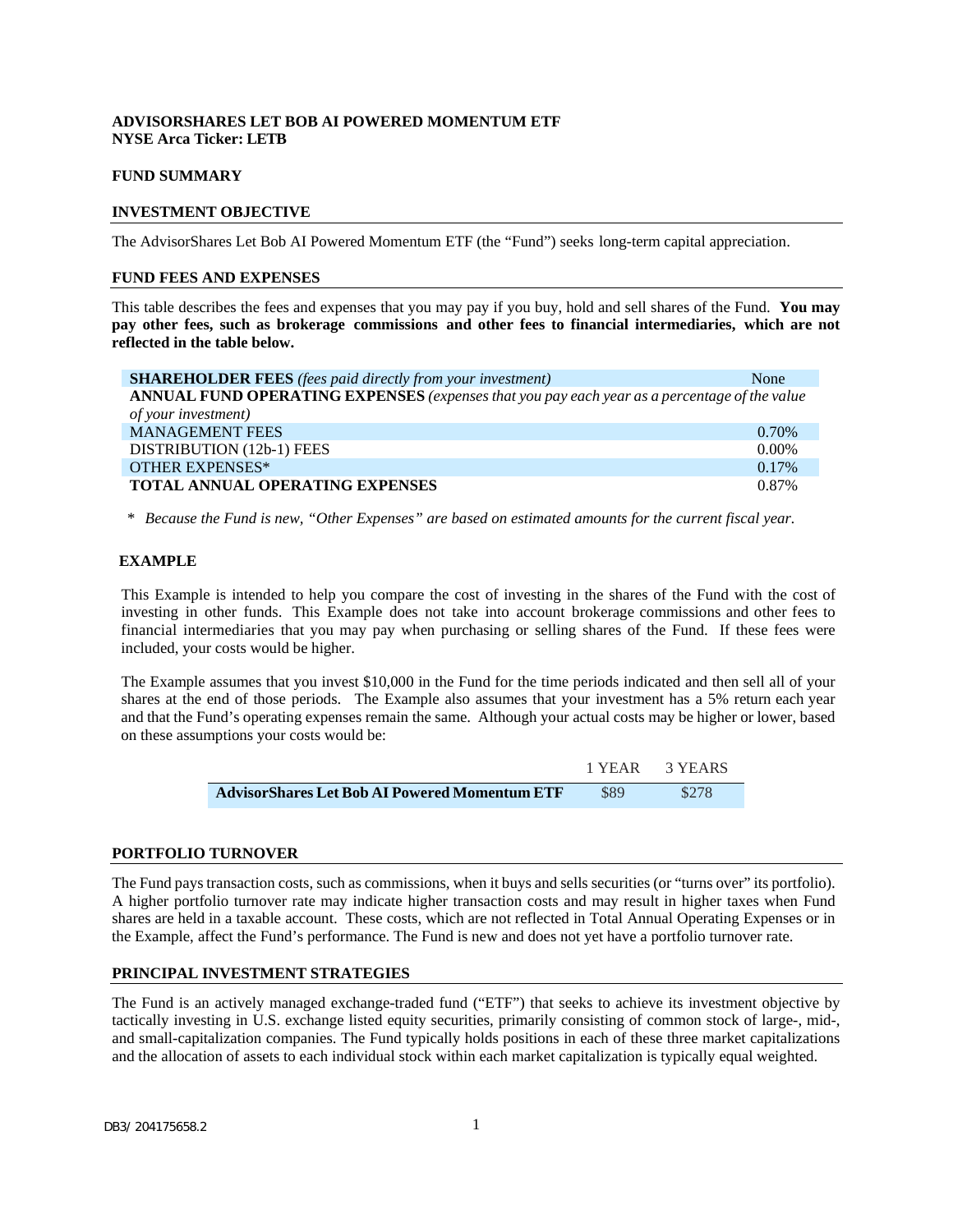**ADVISORSHARES LET BOB AI POWERED MOMENTUM ETF**
**NYSE Arca Ticker: LETB**

## FUND SUMMARY

### INVESTMENT OBJECTIVE

The AdvisorShares Let Bob AI Powered Momentum ETF (the "Fund") seeks long-term capital appreciation.

### FUND FEES AND EXPENSES

This table describes the fees and expenses that you may pay if you buy, hold and sell shares of the Fund. **You may pay other fees, such as brokerage commissions and other fees to financial intermediaries, which are not reflected in the table below.**

| | |
|---|---|
| **SHAREHOLDER FEES** *(fees paid directly from your investment)* | None |
| **ANNUAL FUND OPERATING EXPENSES** *(expenses that you pay each year as a percentage of the value of your investment)* | |
| MANAGEMENT FEES | 0.70% |
| DISTRIBUTION (12b-1) FEES | 0.00% |
| OTHER EXPENSES* | 0.17% |
| **TOTAL ANNUAL OPERATING EXPENSES** | 0.87% |

\* *Because the Fund is new, "Other Expenses" are based on estimated amounts for the current fiscal year.*

### EXAMPLE

This Example is intended to help you compare the cost of investing in the shares of the Fund with the cost of investing in other funds. This Example does not take into account brokerage commissions and other fees to financial intermediaries that you may pay when purchasing or selling shares of the Fund. If these fees were included, your costs would be higher.

The Example assumes that you invest $10,000 in the Fund for the time periods indicated and then sell all of your shares at the end of those periods. The Example also assumes that your investment has a 5% return each year and that the Fund's operating expenses remain the same. Although your actual costs may be higher or lower, based on these assumptions your costs would be:

| | 1 YEAR | 3 YEARS |
|---|---|---|
| **AdvisorShares Let Bob AI Powered Momentum ETF** | $89 | $278 |

### PORTFOLIO TURNOVER

The Fund pays transaction costs, such as commissions, when it buys and sells securities (or "turns over" its portfolio). A higher portfolio turnover rate may indicate higher transaction costs and may result in higher taxes when Fund shares are held in a taxable account. These costs, which are not reflected in Total Annual Operating Expenses or in the Example, affect the Fund's performance. The Fund is new and does not yet have a portfolio turnover rate.

### PRINCIPAL INVESTMENT STRATEGIES

The Fund is an actively managed exchange-traded fund ("ETF") that seeks to achieve its investment objective by tactically investing in U.S. exchange listed equity securities, primarily consisting of common stock of large-, mid-, and small-capitalization companies. The Fund typically holds positions in each of these three market capitalizations and the allocation of assets to each individual stock within each market capitalization is typically equal weighted.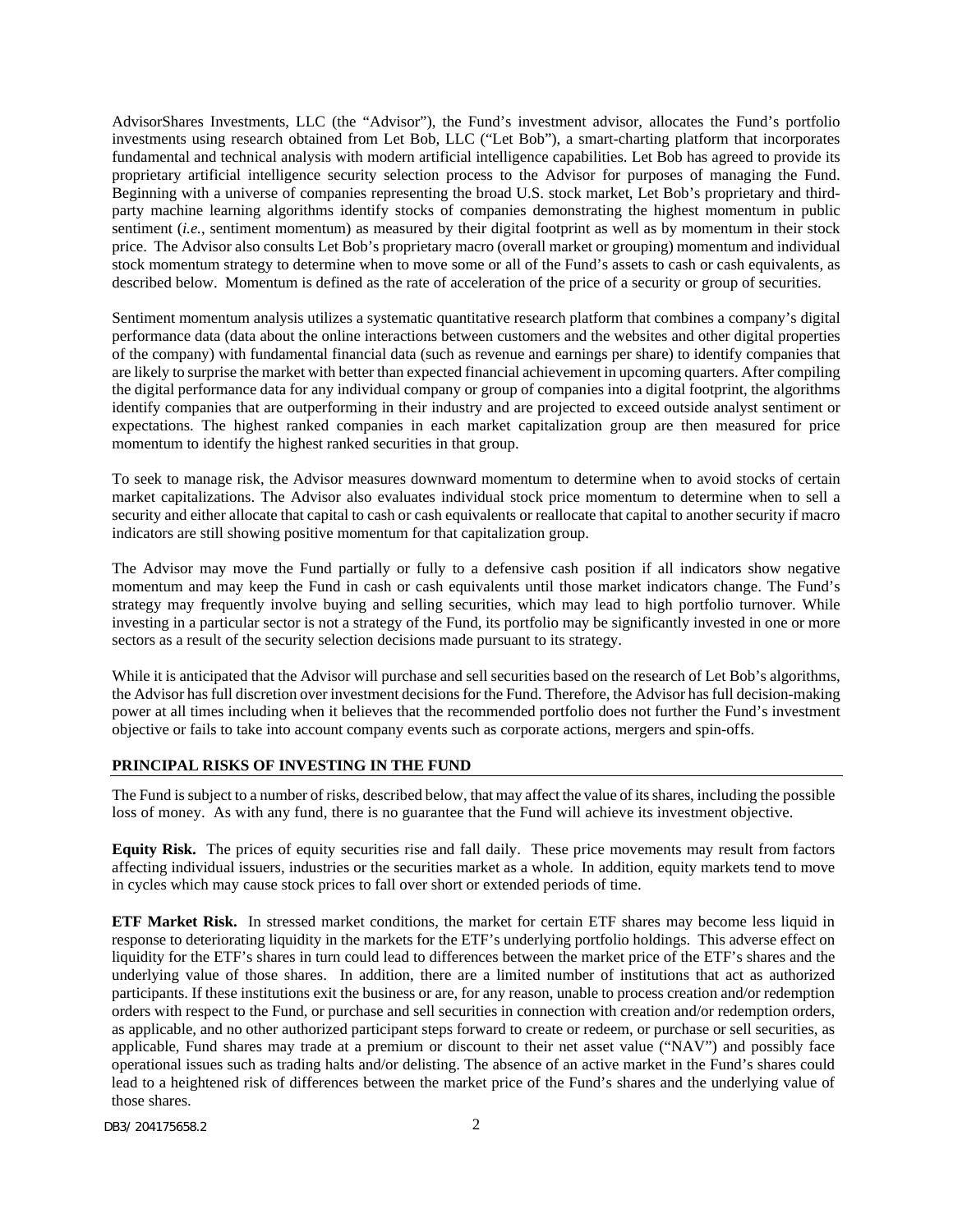AdvisorShares Investments, LLC (the "Advisor"), the Fund's investment advisor, allocates the Fund's portfolio investments using research obtained from Let Bob, LLC ("Let Bob"), a smart-charting platform that incorporates fundamental and technical analysis with modern artificial intelligence capabilities. Let Bob has agreed to provide its proprietary artificial intelligence security selection process to the Advisor for purposes of managing the Fund. Beginning with a universe of companies representing the broad U.S. stock market, Let Bob's proprietary and third-party machine learning algorithms identify stocks of companies demonstrating the highest momentum in public sentiment (*i.e.*, sentiment momentum) as measured by their digital footprint as well as by momentum in their stock price. The Advisor also consults Let Bob's proprietary macro (overall market or grouping) momentum and individual stock momentum strategy to determine when to move some or all of the Fund's assets to cash or cash equivalents, as described below. Momentum is defined as the rate of acceleration of the price of a security or group of securities.

Sentiment momentum analysis utilizes a systematic quantitative research platform that combines a company's digital performance data (data about the online interactions between customers and the websites and other digital properties of the company) with fundamental financial data (such as revenue and earnings per share) to identify companies that are likely to surprise the market with better than expected financial achievement in upcoming quarters. After compiling the digital performance data for any individual company or group of companies into a digital footprint, the algorithms identify companies that are outperforming in their industry and are projected to exceed outside analyst sentiment or expectations. The highest ranked companies in each market capitalization group are then measured for price momentum to identify the highest ranked securities in that group.

To seek to manage risk, the Advisor measures downward momentum to determine when to avoid stocks of certain market capitalizations. The Advisor also evaluates individual stock price momentum to determine when to sell a security and either allocate that capital to cash or cash equivalents or reallocate that capital to another security if macro indicators are still showing positive momentum for that capitalization group.

The Advisor may move the Fund partially or fully to a defensive cash position if all indicators show negative momentum and may keep the Fund in cash or cash equivalents until those market indicators change. The Fund's strategy may frequently involve buying and selling securities, which may lead to high portfolio turnover. While investing in a particular sector is not a strategy of the Fund, its portfolio may be significantly invested in one or more sectors as a result of the security selection decisions made pursuant to its strategy.

While it is anticipated that the Advisor will purchase and sell securities based on the research of Let Bob's algorithms, the Advisor has full discretion over investment decisions for the Fund. Therefore, the Advisor has full decision-making power at all times including when it believes that the recommended portfolio does not further the Fund's investment objective or fails to take into account company events such as corporate actions, mergers and spin-offs.

## PRINCIPAL RISKS OF INVESTING IN THE FUND

The Fund is subject to a number of risks, described below, that may affect the value of its shares, including the possible loss of money. As with any fund, there is no guarantee that the Fund will achieve its investment objective.

**Equity Risk.** The prices of equity securities rise and fall daily. These price movements may result from factors affecting individual issuers, industries or the securities market as a whole. In addition, equity markets tend to move in cycles which may cause stock prices to fall over short or extended periods of time.

**ETF Market Risk.** In stressed market conditions, the market for certain ETF shares may become less liquid in response to deteriorating liquidity in the markets for the ETF's underlying portfolio holdings. This adverse effect on liquidity for the ETF's shares in turn could lead to differences between the market price of the ETF's shares and the underlying value of those shares. In addition, there are a limited number of institutions that act as authorized participants. If these institutions exit the business or are, for any reason, unable to process creation and/or redemption orders with respect to the Fund, or purchase and sell securities in connection with creation and/or redemption orders, as applicable, and no other authorized participant steps forward to create or redeem, or purchase or sell securities, as applicable, Fund shares may trade at a premium or discount to their net asset value ("NAV") and possibly face operational issues such as trading halts and/or delisting. The absence of an active market in the Fund's shares could lead to a heightened risk of differences between the market price of the Fund's shares and the underlying value of those shares.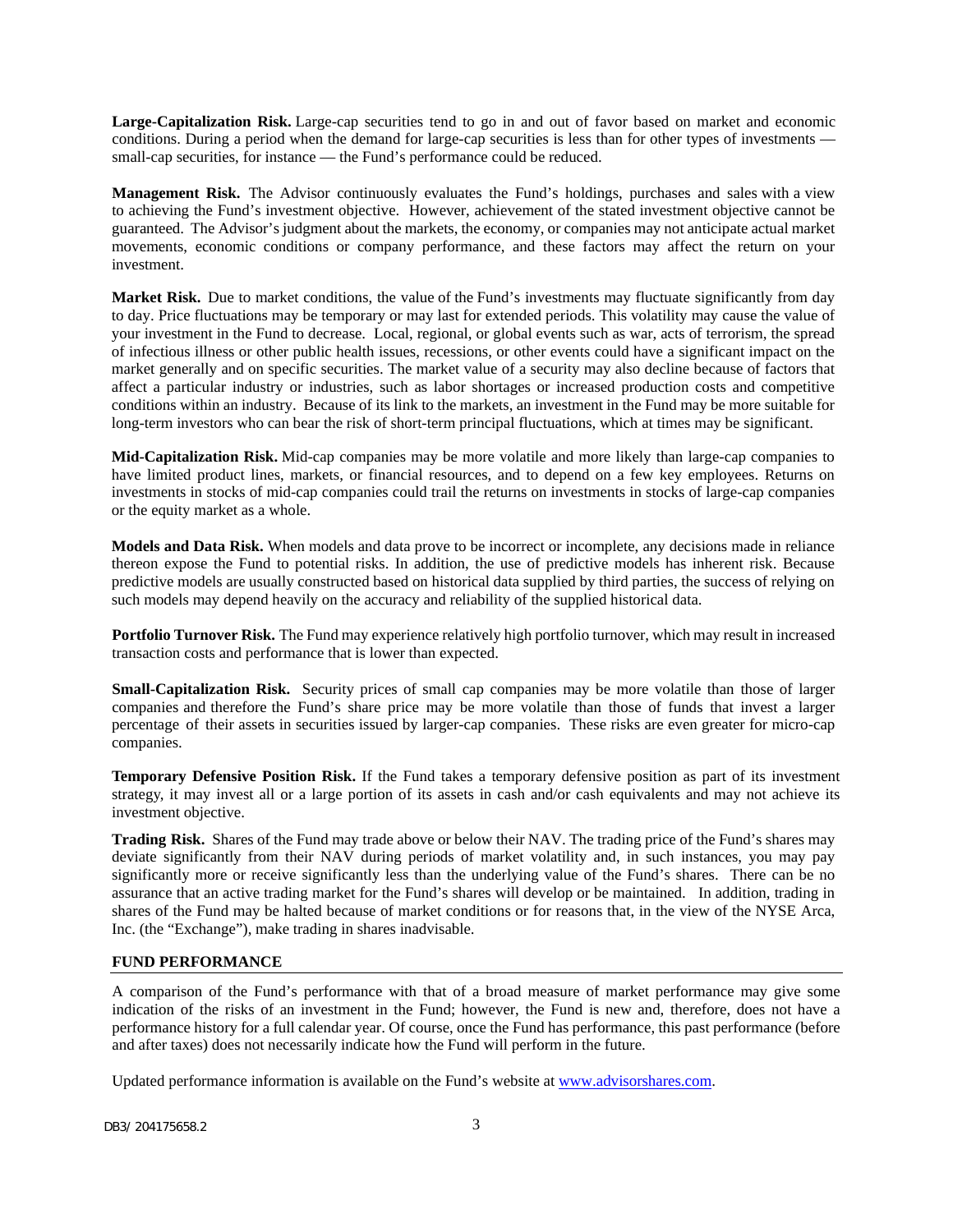**Large-Capitalization Risk.** Large-cap securities tend to go in and out of favor based on market and economic conditions. During a period when the demand for large-cap securities is less than for other types of investments — small-cap securities, for instance — the Fund's performance could be reduced.

**Management Risk.** The Advisor continuously evaluates the Fund's holdings, purchases and sales with a view to achieving the Fund's investment objective. However, achievement of the stated investment objective cannot be guaranteed. The Advisor's judgment about the markets, the economy, or companies may not anticipate actual market movements, economic conditions or company performance, and these factors may affect the return on your investment.

**Market Risk.** Due to market conditions, the value of the Fund's investments may fluctuate significantly from day to day. Price fluctuations may be temporary or may last for extended periods. This volatility may cause the value of your investment in the Fund to decrease. Local, regional, or global events such as war, acts of terrorism, the spread of infectious illness or other public health issues, recessions, or other events could have a significant impact on the market generally and on specific securities. The market value of a security may also decline because of factors that affect a particular industry or industries, such as labor shortages or increased production costs and competitive conditions within an industry. Because of its link to the markets, an investment in the Fund may be more suitable for long-term investors who can bear the risk of short-term principal fluctuations, which at times may be significant.

**Mid-Capitalization Risk.** Mid-cap companies may be more volatile and more likely than large-cap companies to have limited product lines, markets, or financial resources, and to depend on a few key employees. Returns on investments in stocks of mid-cap companies could trail the returns on investments in stocks of large-cap companies or the equity market as a whole.

**Models and Data Risk.** When models and data prove to be incorrect or incomplete, any decisions made in reliance thereon expose the Fund to potential risks. In addition, the use of predictive models has inherent risk. Because predictive models are usually constructed based on historical data supplied by third parties, the success of relying on such models may depend heavily on the accuracy and reliability of the supplied historical data.

**Portfolio Turnover Risk.** The Fund may experience relatively high portfolio turnover, which may result in increased transaction costs and performance that is lower than expected.

**Small-Capitalization Risk.** Security prices of small cap companies may be more volatile than those of larger companies and therefore the Fund's share price may be more volatile than those of funds that invest a larger percentage of their assets in securities issued by larger-cap companies. These risks are even greater for micro-cap companies.

**Temporary Defensive Position Risk.** If the Fund takes a temporary defensive position as part of its investment strategy, it may invest all or a large portion of its assets in cash and/or cash equivalents and may not achieve its investment objective.

**Trading Risk.** Shares of the Fund may trade above or below their NAV. The trading price of the Fund's shares may deviate significantly from their NAV during periods of market volatility and, in such instances, you may pay significantly more or receive significantly less than the underlying value of the Fund's shares. There can be no assurance that an active trading market for the Fund's shares will develop or be maintained. In addition, trading in shares of the Fund may be halted because of market conditions or for reasons that, in the view of the NYSE Arca, Inc. (the "Exchange"), make trading in shares inadvisable.

## FUND PERFORMANCE

A comparison of the Fund's performance with that of a broad measure of market performance may give some indication of the risks of an investment in the Fund; however, the Fund is new and, therefore, does not have a performance history for a full calendar year. Of course, once the Fund has performance, this past performance (before and after taxes) does not necessarily indicate how the Fund will perform in the future.

Updated performance information is available on the Fund's website at www.advisorshares.com.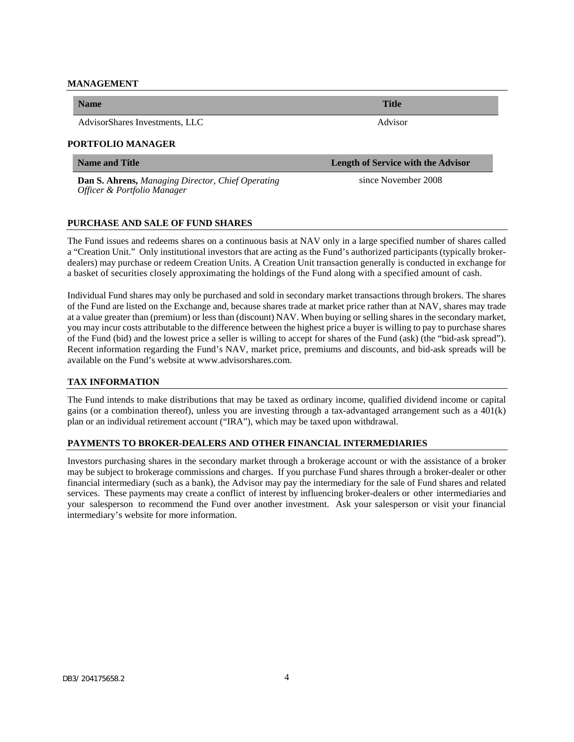## MANAGEMENT

| Name | Title |
|---|---|
| AdvisorShares Investments, LLC | Advisor |

## PORTFOLIO MANAGER

| Name and Title | Length of Service with the Advisor |
|---|---|
| **Dan S. Ahrens,** *Managing Director, Chief Operating Officer & Portfolio Manager* | since November 2008 |

## PURCHASE AND SALE OF FUND SHARES

The Fund issues and redeems shares on a continuous basis at NAV only in a large specified number of shares called a "Creation Unit." Only institutional investors that are acting as the Fund's authorized participants (typically broker-dealers) may purchase or redeem Creation Units. A Creation Unit transaction generally is conducted in exchange for a basket of securities closely approximating the holdings of the Fund along with a specified amount of cash.

Individual Fund shares may only be purchased and sold in secondary market transactions through brokers. The shares of the Fund are listed on the Exchange and, because shares trade at market price rather than at NAV, shares may trade at a value greater than (premium) or less than (discount) NAV. When buying or selling shares in the secondary market, you may incur costs attributable to the difference between the highest price a buyer is willing to pay to purchase shares of the Fund (bid) and the lowest price a seller is willing to accept for shares of the Fund (ask) (the "bid-ask spread"). Recent information regarding the Fund's NAV, market price, premiums and discounts, and bid-ask spreads will be available on the Fund's website at www.advisorshares.com.

## TAX INFORMATION

The Fund intends to make distributions that may be taxed as ordinary income, qualified dividend income or capital gains (or a combination thereof), unless you are investing through a tax-advantaged arrangement such as a 401(k) plan or an individual retirement account ("IRA"), which may be taxed upon withdrawal.

## PAYMENTS TO BROKER-DEALERS AND OTHER FINANCIAL INTERMEDIARIES

Investors purchasing shares in the secondary market through a brokerage account or with the assistance of a broker may be subject to brokerage commissions and charges. If you purchase Fund shares through a broker-dealer or other financial intermediary (such as a bank), the Advisor may pay the intermediary for the sale of Fund shares and related services. These payments may create a conflict of interest by influencing broker-dealers or other intermediaries and your salesperson to recommend the Fund over another investment. Ask your salesperson or visit your financial intermediary's website for more information.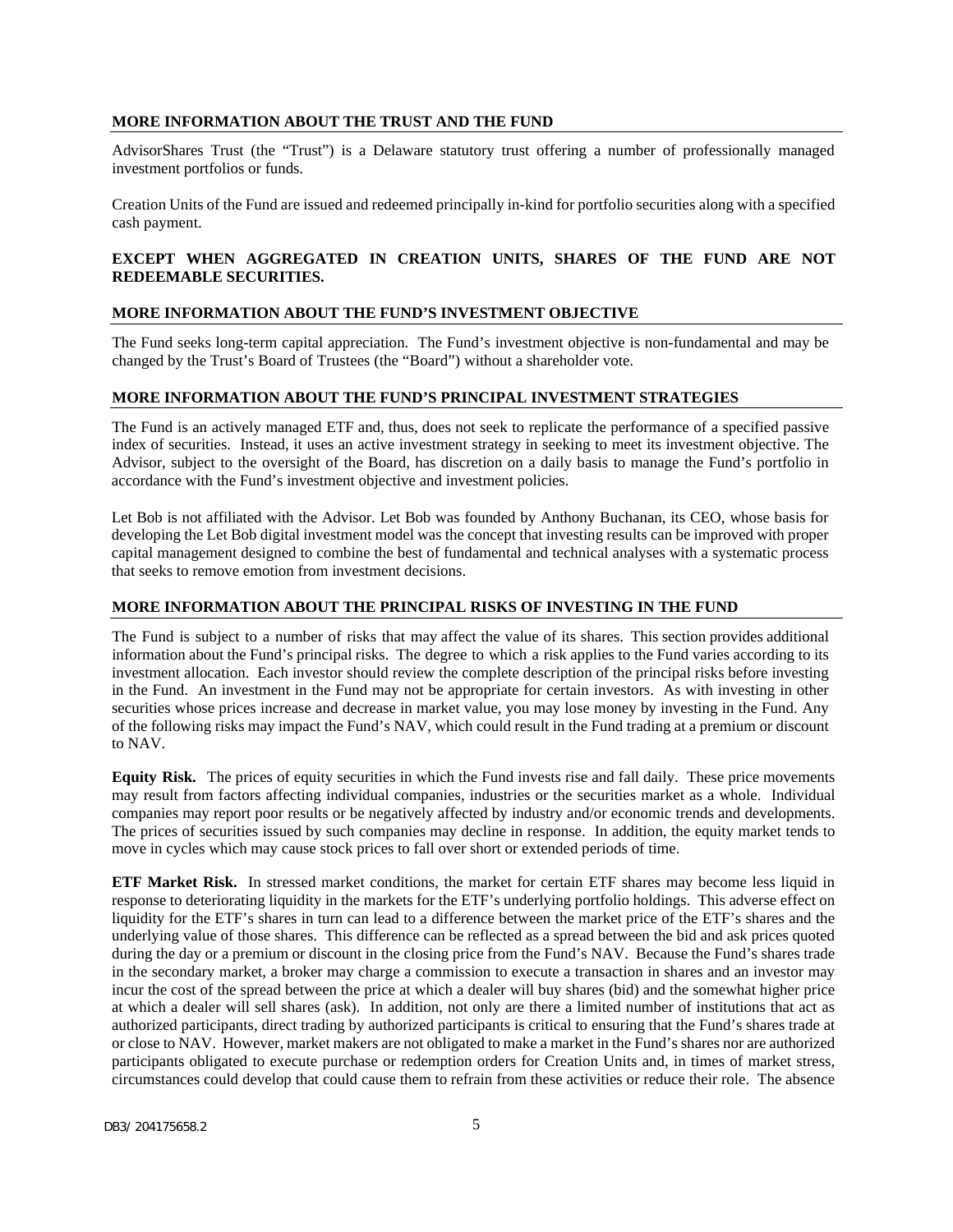## MORE INFORMATION ABOUT THE TRUST AND THE FUND

AdvisorShares Trust (the "Trust") is a Delaware statutory trust offering a number of professionally managed investment portfolios or funds.

Creation Units of the Fund are issued and redeemed principally in-kind for portfolio securities along with a specified cash payment.

**EXCEPT WHEN AGGREGATED IN CREATION UNITS, SHARES OF THE FUND ARE NOT REDEEMABLE SECURITIES.**

## MORE INFORMATION ABOUT THE FUND'S INVESTMENT OBJECTIVE

The Fund seeks long-term capital appreciation. The Fund's investment objective is non-fundamental and may be changed by the Trust's Board of Trustees (the "Board") without a shareholder vote.

## MORE INFORMATION ABOUT THE FUND'S PRINCIPAL INVESTMENT STRATEGIES

The Fund is an actively managed ETF and, thus, does not seek to replicate the performance of a specified passive index of securities. Instead, it uses an active investment strategy in seeking to meet its investment objective. The Advisor, subject to the oversight of the Board, has discretion on a daily basis to manage the Fund's portfolio in accordance with the Fund's investment objective and investment policies.

Let Bob is not affiliated with the Advisor. Let Bob was founded by Anthony Buchanan, its CEO, whose basis for developing the Let Bob digital investment model was the concept that investing results can be improved with proper capital management designed to combine the best of fundamental and technical analyses with a systematic process that seeks to remove emotion from investment decisions.

## MORE INFORMATION ABOUT THE PRINCIPAL RISKS OF INVESTING IN THE FUND

The Fund is subject to a number of risks that may affect the value of its shares. This section provides additional information about the Fund's principal risks. The degree to which a risk applies to the Fund varies according to its investment allocation. Each investor should review the complete description of the principal risks before investing in the Fund. An investment in the Fund may not be appropriate for certain investors. As with investing in other securities whose prices increase and decrease in market value, you may lose money by investing in the Fund. Any of the following risks may impact the Fund's NAV, which could result in the Fund trading at a premium or discount to NAV.

**Equity Risk.** The prices of equity securities in which the Fund invests rise and fall daily. These price movements may result from factors affecting individual companies, industries or the securities market as a whole. Individual companies may report poor results or be negatively affected by industry and/or economic trends and developments. The prices of securities issued by such companies may decline in response. In addition, the equity market tends to move in cycles which may cause stock prices to fall over short or extended periods of time.

**ETF Market Risk.** In stressed market conditions, the market for certain ETF shares may become less liquid in response to deteriorating liquidity in the markets for the ETF's underlying portfolio holdings. This adverse effect on liquidity for the ETF's shares in turn can lead to a difference between the market price of the ETF's shares and the underlying value of those shares. This difference can be reflected as a spread between the bid and ask prices quoted during the day or a premium or discount in the closing price from the Fund's NAV. Because the Fund's shares trade in the secondary market, a broker may charge a commission to execute a transaction in shares and an investor may incur the cost of the spread between the price at which a dealer will buy shares (bid) and the somewhat higher price at which a dealer will sell shares (ask). In addition, not only are there a limited number of institutions that act as authorized participants, direct trading by authorized participants is critical to ensuring that the Fund's shares trade at or close to NAV. However, market makers are not obligated to make a market in the Fund's shares nor are authorized participants obligated to execute purchase or redemption orders for Creation Units and, in times of market stress, circumstances could develop that could cause them to refrain from these activities or reduce their role. The absence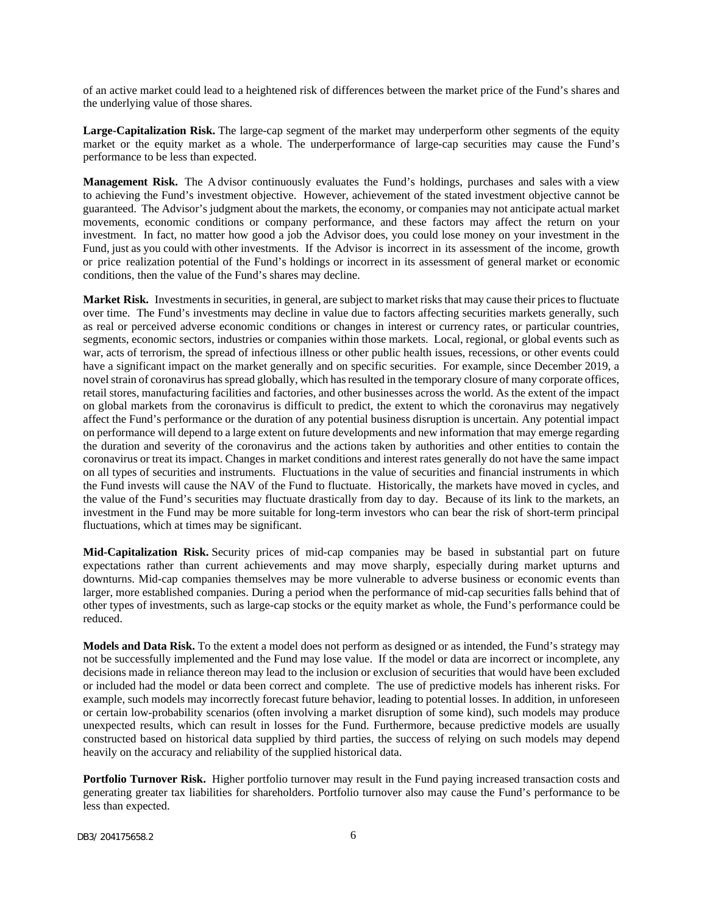of an active market could lead to a heightened risk of differences between the market price of the Fund's shares and the underlying value of those shares.

**Large-Capitalization Risk.** The large-cap segment of the market may underperform other segments of the equity market or the equity market as a whole. The underperformance of large-cap securities may cause the Fund's performance to be less than expected.

**Management Risk.** The Advisor continuously evaluates the Fund's holdings, purchases and sales with a view to achieving the Fund's investment objective. However, achievement of the stated investment objective cannot be guaranteed. The Advisor's judgment about the markets, the economy, or companies may not anticipate actual market movements, economic conditions or company performance, and these factors may affect the return on your investment. In fact, no matter how good a job the Advisor does, you could lose money on your investment in the Fund, just as you could with other investments. If the Advisor is incorrect in its assessment of the income, growth or price realization potential of the Fund's holdings or incorrect in its assessment of general market or economic conditions, then the value of the Fund's shares may decline.

**Market Risk.** Investments in securities, in general, are subject to market risks that may cause their prices to fluctuate over time. The Fund's investments may decline in value due to factors affecting securities markets generally, such as real or perceived adverse economic conditions or changes in interest or currency rates, or particular countries, segments, economic sectors, industries or companies within those markets. Local, regional, or global events such as war, acts of terrorism, the spread of infectious illness or other public health issues, recessions, or other events could have a significant impact on the market generally and on specific securities. For example, since December 2019, a novel strain of coronavirus has spread globally, which has resulted in the temporary closure of many corporate offices, retail stores, manufacturing facilities and factories, and other businesses across the world. As the extent of the impact on global markets from the coronavirus is difficult to predict, the extent to which the coronavirus may negatively affect the Fund's performance or the duration of any potential business disruption is uncertain. Any potential impact on performance will depend to a large extent on future developments and new information that may emerge regarding the duration and severity of the coronavirus and the actions taken by authorities and other entities to contain the coronavirus or treat its impact. Changes in market conditions and interest rates generally do not have the same impact on all types of securities and instruments. Fluctuations in the value of securities and financial instruments in which the Fund invests will cause the NAV of the Fund to fluctuate. Historically, the markets have moved in cycles, and the value of the Fund's securities may fluctuate drastically from day to day. Because of its link to the markets, an investment in the Fund may be more suitable for long-term investors who can bear the risk of short-term principal fluctuations, which at times may be significant.

**Mid-Capitalization Risk.** Security prices of mid-cap companies may be based in substantial part on future expectations rather than current achievements and may move sharply, especially during market upturns and downturns. Mid-cap companies themselves may be more vulnerable to adverse business or economic events than larger, more established companies. During a period when the performance of mid-cap securities falls behind that of other types of investments, such as large-cap stocks or the equity market as whole, the Fund's performance could be reduced.

**Models and Data Risk.** To the extent a model does not perform as designed or as intended, the Fund's strategy may not be successfully implemented and the Fund may lose value. If the model or data are incorrect or incomplete, any decisions made in reliance thereon may lead to the inclusion or exclusion of securities that would have been excluded or included had the model or data been correct and complete. The use of predictive models has inherent risks. For example, such models may incorrectly forecast future behavior, leading to potential losses. In addition, in unforeseen or certain low-probability scenarios (often involving a market disruption of some kind), such models may produce unexpected results, which can result in losses for the Fund. Furthermore, because predictive models are usually constructed based on historical data supplied by third parties, the success of relying on such models may depend heavily on the accuracy and reliability of the supplied historical data.

**Portfolio Turnover Risk.** Higher portfolio turnover may result in the Fund paying increased transaction costs and generating greater tax liabilities for shareholders. Portfolio turnover also may cause the Fund's performance to be less than expected.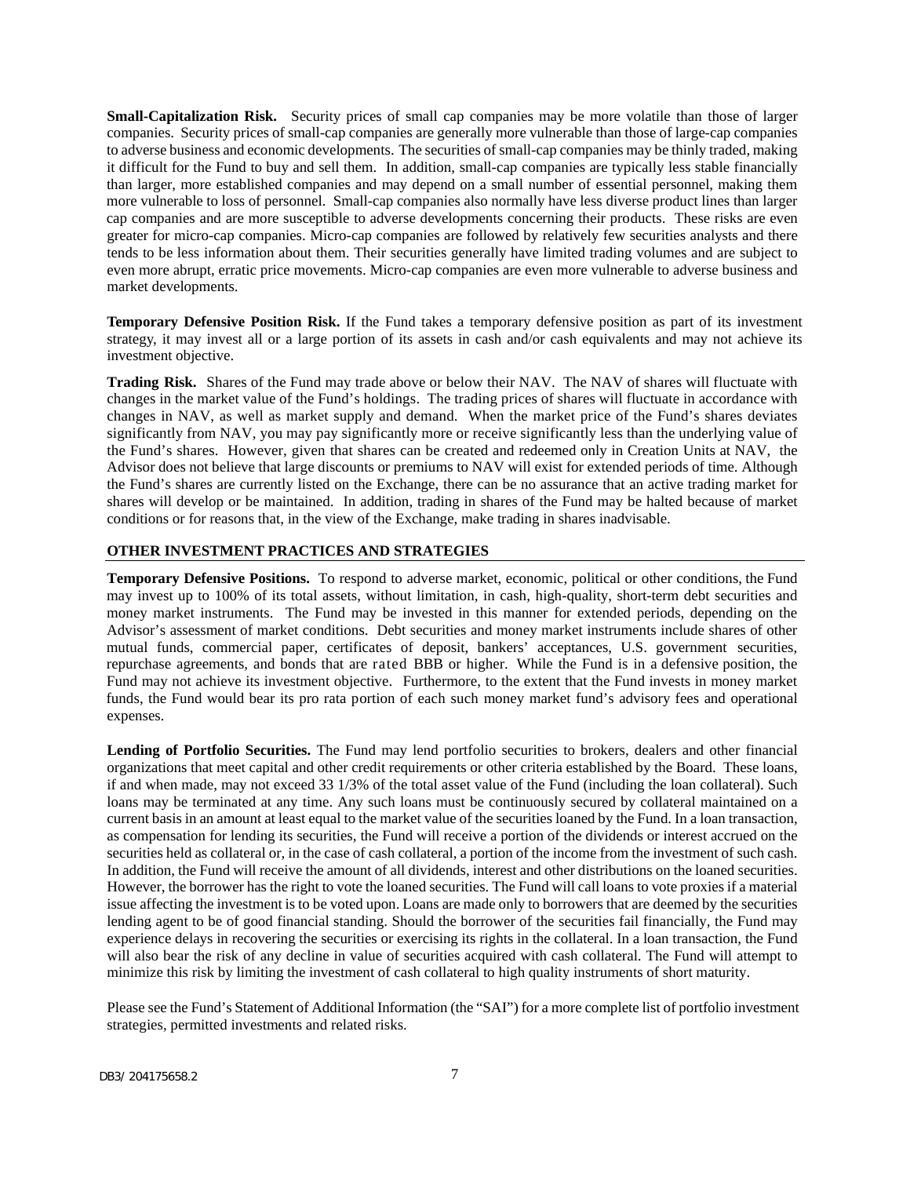**Small-Capitalization Risk.** Security prices of small cap companies may be more volatile than those of larger companies. Security prices of small-cap companies are generally more vulnerable than those of large-cap companies to adverse business and economic developments. The securities of small-cap companies may be thinly traded, making it difficult for the Fund to buy and sell them. In addition, small-cap companies are typically less stable financially than larger, more established companies and may depend on a small number of essential personnel, making them more vulnerable to loss of personnel. Small-cap companies also normally have less diverse product lines than larger cap companies and are more susceptible to adverse developments concerning their products. These risks are even greater for micro-cap companies. Micro-cap companies are followed by relatively few securities analysts and there tends to be less information about them. Their securities generally have limited trading volumes and are subject to even more abrupt, erratic price movements. Micro-cap companies are even more vulnerable to adverse business and market developments.

**Temporary Defensive Position Risk.** If the Fund takes a temporary defensive position as part of its investment strategy, it may invest all or a large portion of its assets in cash and/or cash equivalents and may not achieve its investment objective.

**Trading Risk.** Shares of the Fund may trade above or below their NAV. The NAV of shares will fluctuate with changes in the market value of the Fund's holdings. The trading prices of shares will fluctuate in accordance with changes in NAV, as well as market supply and demand. When the market price of the Fund's shares deviates significantly from NAV, you may pay significantly more or receive significantly less than the underlying value of the Fund's shares. However, given that shares can be created and redeemed only in Creation Units at NAV, the Advisor does not believe that large discounts or premiums to NAV will exist for extended periods of time. Although the Fund's shares are currently listed on the Exchange, there can be no assurance that an active trading market for shares will develop or be maintained. In addition, trading in shares of the Fund may be halted because of market conditions or for reasons that, in the view of the Exchange, make trading in shares inadvisable.

## OTHER INVESTMENT PRACTICES AND STRATEGIES

**Temporary Defensive Positions.** To respond to adverse market, economic, political or other conditions, the Fund may invest up to 100% of its total assets, without limitation, in cash, high-quality, short-term debt securities and money market instruments. The Fund may be invested in this manner for extended periods, depending on the Advisor's assessment of market conditions. Debt securities and money market instruments include shares of other mutual funds, commercial paper, certificates of deposit, bankers' acceptances, U.S. government securities, repurchase agreements, and bonds that are rated BBB or higher. While the Fund is in a defensive position, the Fund may not achieve its investment objective. Furthermore, to the extent that the Fund invests in money market funds, the Fund would bear its pro rata portion of each such money market fund's advisory fees and operational expenses.

**Lending of Portfolio Securities.** The Fund may lend portfolio securities to brokers, dealers and other financial organizations that meet capital and other credit requirements or other criteria established by the Board. These loans, if and when made, may not exceed 33 1/3% of the total asset value of the Fund (including the loan collateral). Such loans may be terminated at any time. Any such loans must be continuously secured by collateral maintained on a current basis in an amount at least equal to the market value of the securities loaned by the Fund. In a loan transaction, as compensation for lending its securities, the Fund will receive a portion of the dividends or interest accrued on the securities held as collateral or, in the case of cash collateral, a portion of the income from the investment of such cash. In addition, the Fund will receive the amount of all dividends, interest and other distributions on the loaned securities. However, the borrower has the right to vote the loaned securities. The Fund will call loans to vote proxies if a material issue affecting the investment is to be voted upon. Loans are made only to borrowers that are deemed by the securities lending agent to be of good financial standing. Should the borrower of the securities fail financially, the Fund may experience delays in recovering the securities or exercising its rights in the collateral. In a loan transaction, the Fund will also bear the risk of any decline in value of securities acquired with cash collateral. The Fund will attempt to minimize this risk by limiting the investment of cash collateral to high quality instruments of short maturity.

Please see the Fund's Statement of Additional Information (the "SAI") for a more complete list of portfolio investment strategies, permitted investments and related risks.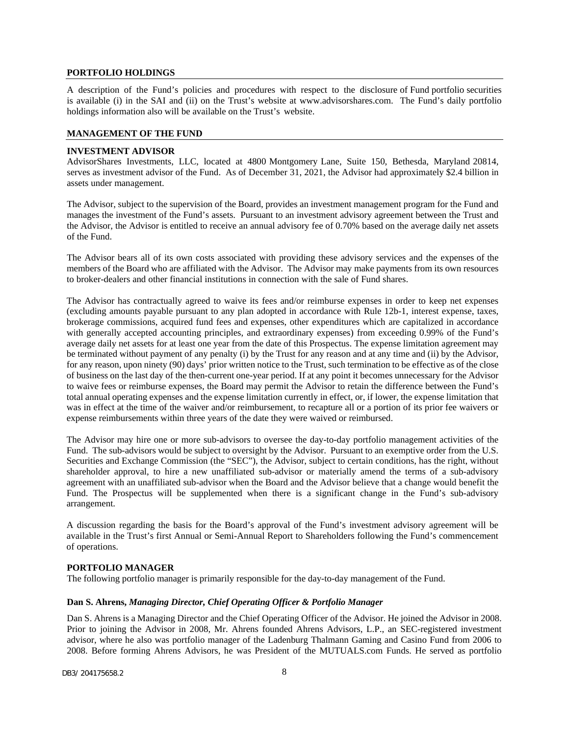## PORTFOLIO HOLDINGS

A description of the Fund's policies and procedures with respect to the disclosure of Fund portfolio securities is available (i) in the SAI and (ii) on the Trust's website at www.advisorshares.com. The Fund's daily portfolio holdings information also will be available on the Trust's website.

## MANAGEMENT OF THE FUND

### INVESTMENT ADVISOR

AdvisorShares Investments, LLC, located at 4800 Montgomery Lane, Suite 150, Bethesda, Maryland 20814, serves as investment advisor of the Fund. As of December 31, 2021, the Advisor had approximately $2.4 billion in assets under management.

The Advisor, subject to the supervision of the Board, provides an investment management program for the Fund and manages the investment of the Fund's assets. Pursuant to an investment advisory agreement between the Trust and the Advisor, the Advisor is entitled to receive an annual advisory fee of 0.70% based on the average daily net assets of the Fund.

The Advisor bears all of its own costs associated with providing these advisory services and the expenses of the members of the Board who are affiliated with the Advisor. The Advisor may make payments from its own resources to broker-dealers and other financial institutions in connection with the sale of Fund shares.

The Advisor has contractually agreed to waive its fees and/or reimburse expenses in order to keep net expenses (excluding amounts payable pursuant to any plan adopted in accordance with Rule 12b-1, interest expense, taxes, brokerage commissions, acquired fund fees and expenses, other expenditures which are capitalized in accordance with generally accepted accounting principles, and extraordinary expenses) from exceeding 0.99% of the Fund's average daily net assets for at least one year from the date of this Prospectus. The expense limitation agreement may be terminated without payment of any penalty (i) by the Trust for any reason and at any time and (ii) by the Advisor, for any reason, upon ninety (90) days' prior written notice to the Trust, such termination to be effective as of the close of business on the last day of the then-current one-year period. If at any point it becomes unnecessary for the Advisor to waive fees or reimburse expenses, the Board may permit the Advisor to retain the difference between the Fund's total annual operating expenses and the expense limitation currently in effect, or, if lower, the expense limitation that was in effect at the time of the waiver and/or reimbursement, to recapture all or a portion of its prior fee waivers or expense reimbursements within three years of the date they were waived or reimbursed.

The Advisor may hire one or more sub-advisors to oversee the day-to-day portfolio management activities of the Fund. The sub-advisors would be subject to oversight by the Advisor. Pursuant to an exemptive order from the U.S. Securities and Exchange Commission (the "SEC"), the Advisor, subject to certain conditions, has the right, without shareholder approval, to hire a new unaffiliated sub-advisor or materially amend the terms of a sub-advisory agreement with an unaffiliated sub-advisor when the Board and the Advisor believe that a change would benefit the Fund. The Prospectus will be supplemented when there is a significant change in the Fund's sub-advisory arrangement.

A discussion regarding the basis for the Board's approval of the Fund's investment advisory agreement will be available in the Trust's first Annual or Semi-Annual Report to Shareholders following the Fund's commencement of operations.

### PORTFOLIO MANAGER

The following portfolio manager is primarily responsible for the day-to-day management of the Fund.

**Dan S. Ahrens,** ***Managing Director, Chief Operating Officer & Portfolio Manager***

Dan S. Ahrens is a Managing Director and the Chief Operating Officer of the Advisor. He joined the Advisor in 2008. Prior to joining the Advisor in 2008, Mr. Ahrens founded Ahrens Advisors, L.P., an SEC-registered investment advisor, where he also was portfolio manager of the Ladenburg Thalmann Gaming and Casino Fund from 2006 to 2008. Before forming Ahrens Advisors, he was President of the MUTUALS.com Funds. He served as portfolio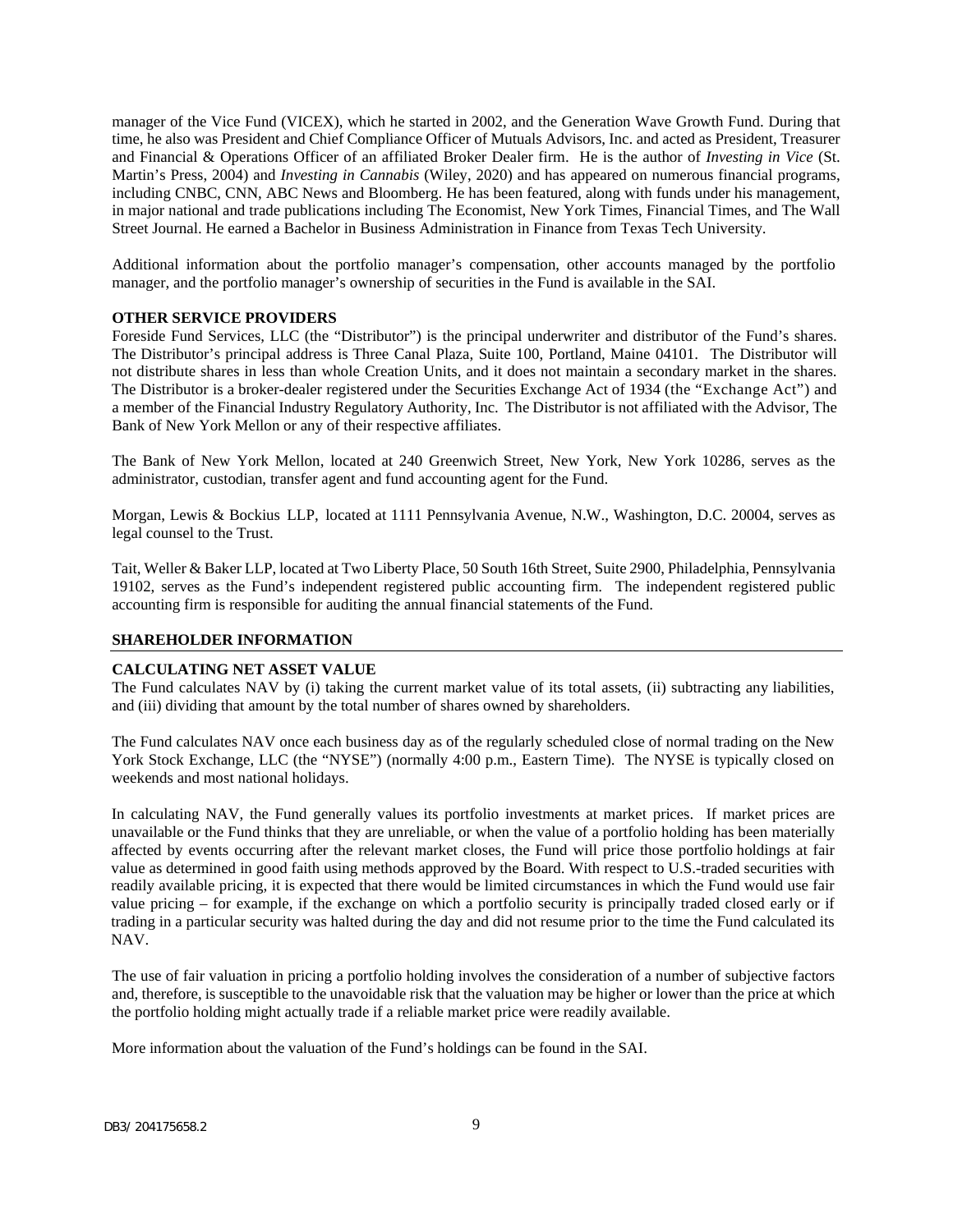manager of the Vice Fund (VICEX), which he started in 2002, and the Generation Wave Growth Fund. During that time, he also was President and Chief Compliance Officer of Mutuals Advisors, Inc. and acted as President, Treasurer and Financial & Operations Officer of an affiliated Broker Dealer firm. He is the author of *Investing in Vice* (St. Martin's Press, 2004) and *Investing in Cannabis* (Wiley, 2020) and has appeared on numerous financial programs, including CNBC, CNN, ABC News and Bloomberg. He has been featured, along with funds under his management, in major national and trade publications including The Economist, New York Times, Financial Times, and The Wall Street Journal. He earned a Bachelor in Business Administration in Finance from Texas Tech University.

Additional information about the portfolio manager's compensation, other accounts managed by the portfolio manager, and the portfolio manager's ownership of securities in the Fund is available in the SAI.

**OTHER SERVICE PROVIDERS**

Foreside Fund Services, LLC (the "Distributor") is the principal underwriter and distributor of the Fund's shares. The Distributor's principal address is Three Canal Plaza, Suite 100, Portland, Maine 04101. The Distributor will not distribute shares in less than whole Creation Units, and it does not maintain a secondary market in the shares. The Distributor is a broker-dealer registered under the Securities Exchange Act of 1934 (the "Exchange Act") and a member of the Financial Industry Regulatory Authority, Inc. The Distributor is not affiliated with the Advisor, The Bank of New York Mellon or any of their respective affiliates.

The Bank of New York Mellon, located at 240 Greenwich Street, New York, New York 10286, serves as the administrator, custodian, transfer agent and fund accounting agent for the Fund.

Morgan, Lewis & Bockius LLP, located at 1111 Pennsylvania Avenue, N.W., Washington, D.C. 20004, serves as legal counsel to the Trust.

Tait, Weller & Baker LLP, located at Two Liberty Place, 50 South 16th Street, Suite 2900, Philadelphia, Pennsylvania 19102, serves as the Fund's independent registered public accounting firm. The independent registered public accounting firm is responsible for auditing the annual financial statements of the Fund.

## SHAREHOLDER INFORMATION

**CALCULATING NET ASSET VALUE**

The Fund calculates NAV by (i) taking the current market value of its total assets, (ii) subtracting any liabilities, and (iii) dividing that amount by the total number of shares owned by shareholders.

The Fund calculates NAV once each business day as of the regularly scheduled close of normal trading on the New York Stock Exchange, LLC (the "NYSE") (normally 4:00 p.m., Eastern Time). The NYSE is typically closed on weekends and most national holidays.

In calculating NAV, the Fund generally values its portfolio investments at market prices. If market prices are unavailable or the Fund thinks that they are unreliable, or when the value of a portfolio holding has been materially affected by events occurring after the relevant market closes, the Fund will price those portfolio holdings at fair value as determined in good faith using methods approved by the Board. With respect to U.S.-traded securities with readily available pricing, it is expected that there would be limited circumstances in which the Fund would use fair value pricing – for example, if the exchange on which a portfolio security is principally traded closed early or if trading in a particular security was halted during the day and did not resume prior to the time the Fund calculated its NAV.

The use of fair valuation in pricing a portfolio holding involves the consideration of a number of subjective factors and, therefore, is susceptible to the unavoidable risk that the valuation may be higher or lower than the price at which the portfolio holding might actually trade if a reliable market price were readily available.

More information about the valuation of the Fund's holdings can be found in the SAI.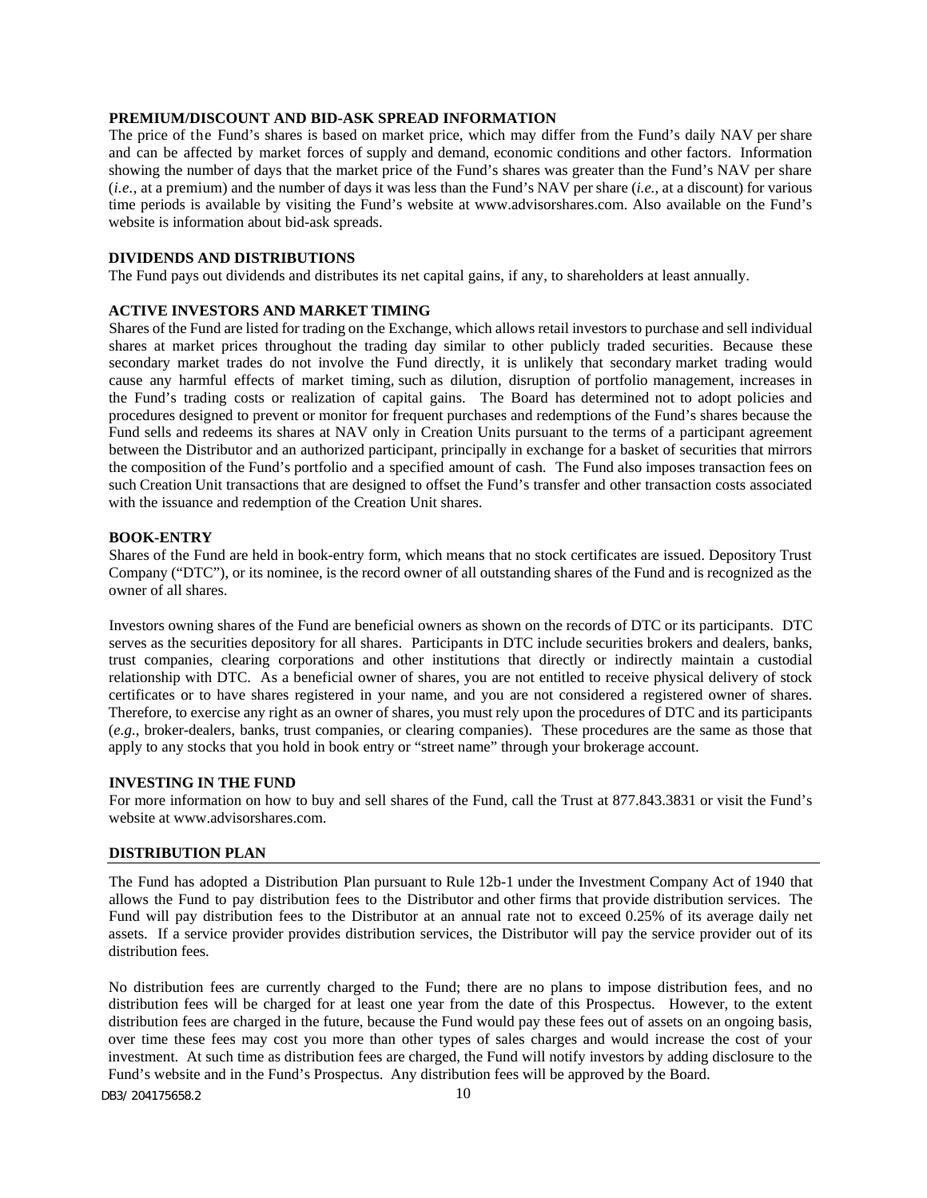## PREMIUM/DISCOUNT AND BID-ASK SPREAD INFORMATION

The price of the Fund's shares is based on market price, which may differ from the Fund's daily NAV per share and can be affected by market forces of supply and demand, economic conditions and other factors. Information showing the number of days that the market price of the Fund's shares was greater than the Fund's NAV per share (*i.e.*, at a premium) and the number of days it was less than the Fund's NAV per share (*i.e.*, at a discount) for various time periods is available by visiting the Fund's website at www.advisorshares.com. Also available on the Fund's website is information about bid-ask spreads.

## DIVIDENDS AND DISTRIBUTIONS

The Fund pays out dividends and distributes its net capital gains, if any, to shareholders at least annually.

## ACTIVE INVESTORS AND MARKET TIMING

Shares of the Fund are listed for trading on the Exchange, which allows retail investors to purchase and sell individual shares at market prices throughout the trading day similar to other publicly traded securities. Because these secondary market trades do not involve the Fund directly, it is unlikely that secondary market trading would cause any harmful effects of market timing, such as dilution, disruption of portfolio management, increases in the Fund's trading costs or realization of capital gains. The Board has determined not to adopt policies and procedures designed to prevent or monitor for frequent purchases and redemptions of the Fund's shares because the Fund sells and redeems its shares at NAV only in Creation Units pursuant to the terms of a participant agreement between the Distributor and an authorized participant, principally in exchange for a basket of securities that mirrors the composition of the Fund's portfolio and a specified amount of cash. The Fund also imposes transaction fees on such Creation Unit transactions that are designed to offset the Fund's transfer and other transaction costs associated with the issuance and redemption of the Creation Unit shares.

## BOOK-ENTRY

Shares of the Fund are held in book-entry form, which means that no stock certificates are issued. Depository Trust Company ("DTC"), or its nominee, is the record owner of all outstanding shares of the Fund and is recognized as the owner of all shares.

Investors owning shares of the Fund are beneficial owners as shown on the records of DTC or its participants. DTC serves as the securities depository for all shares. Participants in DTC include securities brokers and dealers, banks, trust companies, clearing corporations and other institutions that directly or indirectly maintain a custodial relationship with DTC. As a beneficial owner of shares, you are not entitled to receive physical delivery of stock certificates or to have shares registered in your name, and you are not considered a registered owner of shares. Therefore, to exercise any right as an owner of shares, you must rely upon the procedures of DTC and its participants (*e.g.*, broker-dealers, banks, trust companies, or clearing companies). These procedures are the same as those that apply to any stocks that you hold in book entry or "street name" through your brokerage account.

## INVESTING IN THE FUND

For more information on how to buy and sell shares of the Fund, call the Trust at 877.843.3831 or visit the Fund's website at www.advisorshares.com.

## DISTRIBUTION PLAN

The Fund has adopted a Distribution Plan pursuant to Rule 12b-1 under the Investment Company Act of 1940 that allows the Fund to pay distribution fees to the Distributor and other firms that provide distribution services. The Fund will pay distribution fees to the Distributor at an annual rate not to exceed 0.25% of its average daily net assets. If a service provider provides distribution services, the Distributor will pay the service provider out of its distribution fees.

No distribution fees are currently charged to the Fund; there are no plans to impose distribution fees, and no distribution fees will be charged for at least one year from the date of this Prospectus. However, to the extent distribution fees are charged in the future, because the Fund would pay these fees out of assets on an ongoing basis, over time these fees may cost you more than other types of sales charges and would increase the cost of your investment. At such time as distribution fees are charged, the Fund will notify investors by adding disclosure to the Fund's website and in the Fund's Prospectus. Any distribution fees will be approved by the Board.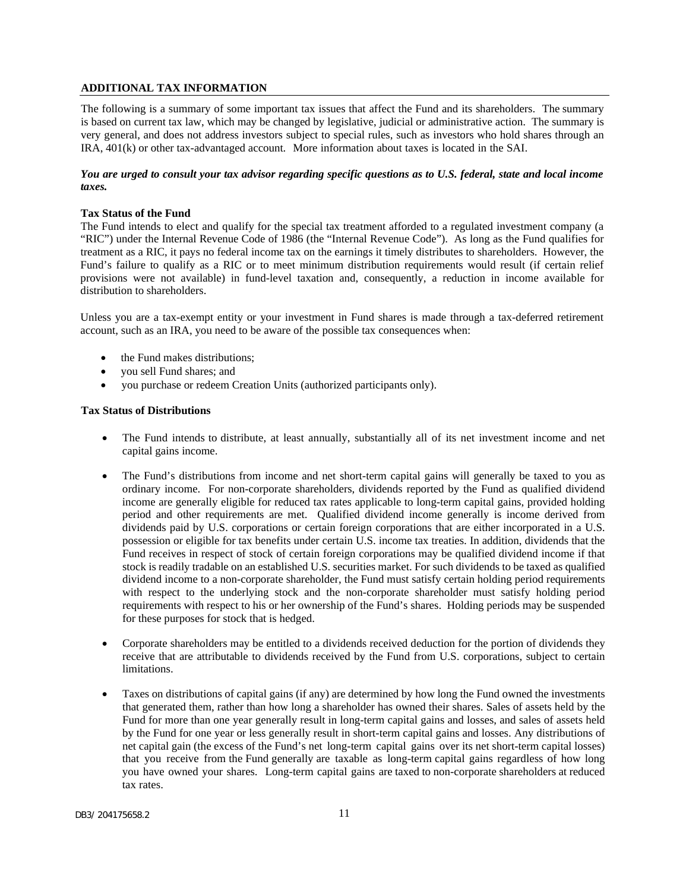## ADDITIONAL TAX INFORMATION

The following is a summary of some important tax issues that affect the Fund and its shareholders. The summary is based on current tax law, which may be changed by legislative, judicial or administrative action. The summary is very general, and does not address investors subject to special rules, such as investors who hold shares through an IRA, 401(k) or other tax-advantaged account. More information about taxes is located in the SAI.

***You are urged to consult your tax advisor regarding specific questions as to U.S. federal, state and local income taxes.***

### Tax Status of the Fund

The Fund intends to elect and qualify for the special tax treatment afforded to a regulated investment company (a "RIC") under the Internal Revenue Code of 1986 (the "Internal Revenue Code"). As long as the Fund qualifies for treatment as a RIC, it pays no federal income tax on the earnings it timely distributes to shareholders. However, the Fund's failure to qualify as a RIC or to meet minimum distribution requirements would result (if certain relief provisions were not available) in fund-level taxation and, consequently, a reduction in income available for distribution to shareholders.

Unless you are a tax-exempt entity or your investment in Fund shares is made through a tax-deferred retirement account, such as an IRA, you need to be aware of the possible tax consequences when:

- the Fund makes distributions;
- you sell Fund shares; and
- you purchase or redeem Creation Units (authorized participants only).

### Tax Status of Distributions

- The Fund intends to distribute, at least annually, substantially all of its net investment income and net capital gains income.

- The Fund's distributions from income and net short-term capital gains will generally be taxed to you as ordinary income. For non-corporate shareholders, dividends reported by the Fund as qualified dividend income are generally eligible for reduced tax rates applicable to long-term capital gains, provided holding period and other requirements are met. Qualified dividend income generally is income derived from dividends paid by U.S. corporations or certain foreign corporations that are either incorporated in a U.S. possession or eligible for tax benefits under certain U.S. income tax treaties. In addition, dividends that the Fund receives in respect of stock of certain foreign corporations may be qualified dividend income if that stock is readily tradable on an established U.S. securities market. For such dividends to be taxed as qualified dividend income to a non-corporate shareholder, the Fund must satisfy certain holding period requirements with respect to the underlying stock and the non-corporate shareholder must satisfy holding period requirements with respect to his or her ownership of the Fund's shares. Holding periods may be suspended for these purposes for stock that is hedged.

- Corporate shareholders may be entitled to a dividends received deduction for the portion of dividends they receive that are attributable to dividends received by the Fund from U.S. corporations, subject to certain limitations.

- Taxes on distributions of capital gains (if any) are determined by how long the Fund owned the investments that generated them, rather than how long a shareholder has owned their shares. Sales of assets held by the Fund for more than one year generally result in long-term capital gains and losses, and sales of assets held by the Fund for one year or less generally result in short-term capital gains and losses. Any distributions of net capital gain (the excess of the Fund's net long-term capital gains over its net short-term capital losses) that you receive from the Fund generally are taxable as long-term capital gains regardless of how long you have owned your shares. Long-term capital gains are taxed to non-corporate shareholders at reduced tax rates.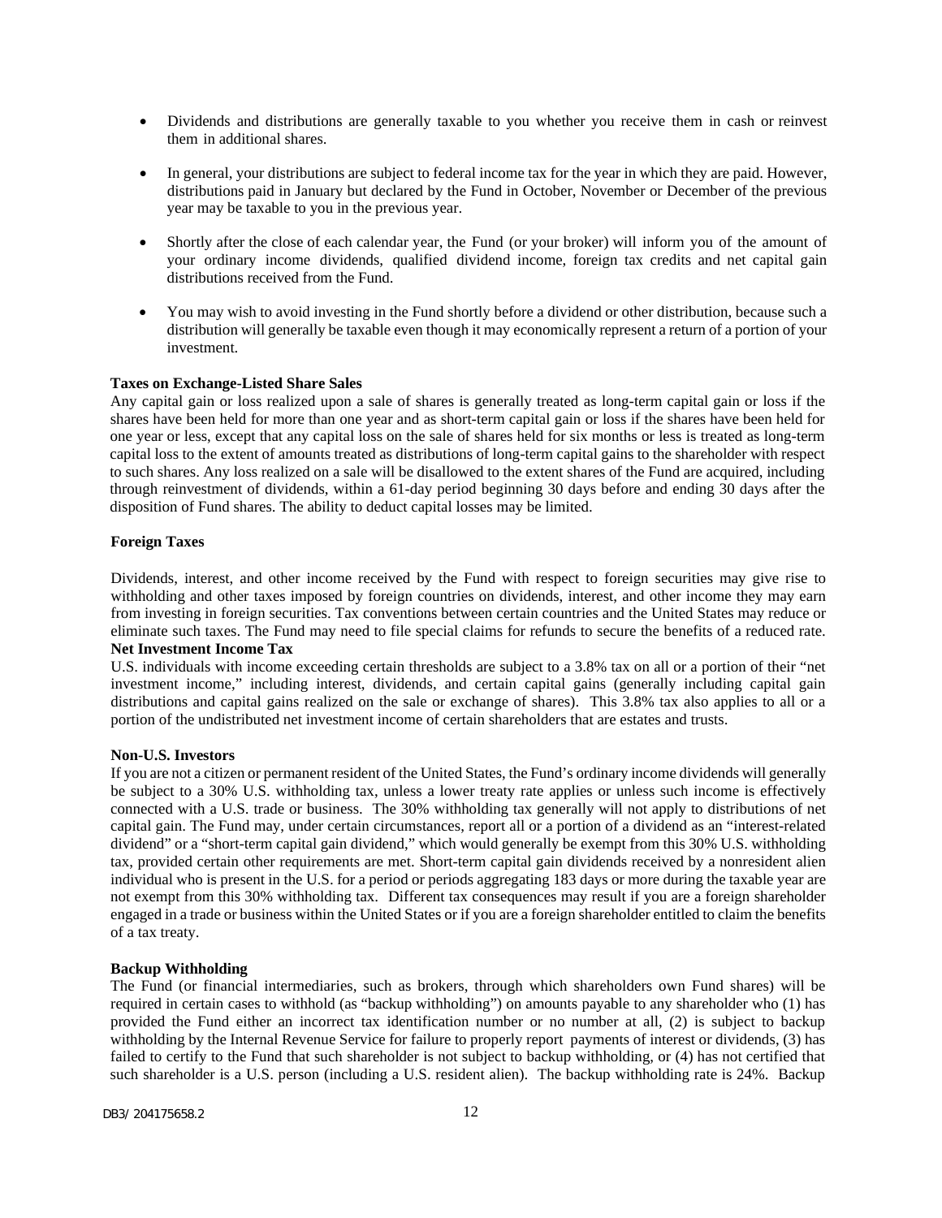- Dividends and distributions are generally taxable to you whether you receive them in cash or reinvest them in additional shares.

- In general, your distributions are subject to federal income tax for the year in which they are paid. However, distributions paid in January but declared by the Fund in October, November or December of the previous year may be taxable to you in the previous year.

- Shortly after the close of each calendar year, the Fund (or your broker) will inform you of the amount of your ordinary income dividends, qualified dividend income, foreign tax credits and net capital gain distributions received from the Fund.

- You may wish to avoid investing in the Fund shortly before a dividend or other distribution, because such a distribution will generally be taxable even though it may economically represent a return of a portion of your investment.

**Taxes on Exchange-Listed Share Sales**

Any capital gain or loss realized upon a sale of shares is generally treated as long-term capital gain or loss if the shares have been held for more than one year and as short-term capital gain or loss if the shares have been held for one year or less, except that any capital loss on the sale of shares held for six months or less is treated as long-term capital loss to the extent of amounts treated as distributions of long-term capital gains to the shareholder with respect to such shares. Any loss realized on a sale will be disallowed to the extent shares of the Fund are acquired, including through reinvestment of dividends, within a 61-day period beginning 30 days before and ending 30 days after the disposition of Fund shares. The ability to deduct capital losses may be limited.

**Foreign Taxes**

Dividends, interest, and other income received by the Fund with respect to foreign securities may give rise to withholding and other taxes imposed by foreign countries on dividends, interest, and other income they may earn from investing in foreign securities. Tax conventions between certain countries and the United States may reduce or eliminate such taxes. The Fund may need to file special claims for refunds to secure the benefits of a reduced rate.

**Net Investment Income Tax**

U.S. individuals with income exceeding certain thresholds are subject to a 3.8% tax on all or a portion of their "net investment income," including interest, dividends, and certain capital gains (generally including capital gain distributions and capital gains realized on the sale or exchange of shares). This 3.8% tax also applies to all or a portion of the undistributed net investment income of certain shareholders that are estates and trusts.

**Non-U.S. Investors**

If you are not a citizen or permanent resident of the United States, the Fund's ordinary income dividends will generally be subject to a 30% U.S. withholding tax, unless a lower treaty rate applies or unless such income is effectively connected with a U.S. trade or business. The 30% withholding tax generally will not apply to distributions of net capital gain. The Fund may, under certain circumstances, report all or a portion of a dividend as an "interest-related dividend" or a "short-term capital gain dividend," which would generally be exempt from this 30% U.S. withholding tax, provided certain other requirements are met. Short-term capital gain dividends received by a nonresident alien individual who is present in the U.S. for a period or periods aggregating 183 days or more during the taxable year are not exempt from this 30% withholding tax. Different tax consequences may result if you are a foreign shareholder engaged in a trade or business within the United States or if you are a foreign shareholder entitled to claim the benefits of a tax treaty.

**Backup Withholding**

The Fund (or financial intermediaries, such as brokers, through which shareholders own Fund shares) will be required in certain cases to withhold (as "backup withholding") on amounts payable to any shareholder who (1) has provided the Fund either an incorrect tax identification number or no number at all, (2) is subject to backup withholding by the Internal Revenue Service for failure to properly report payments of interest or dividends, (3) has failed to certify to the Fund that such shareholder is not subject to backup withholding, or (4) has not certified that such shareholder is a U.S. person (including a U.S. resident alien). The backup withholding rate is 24%. Backup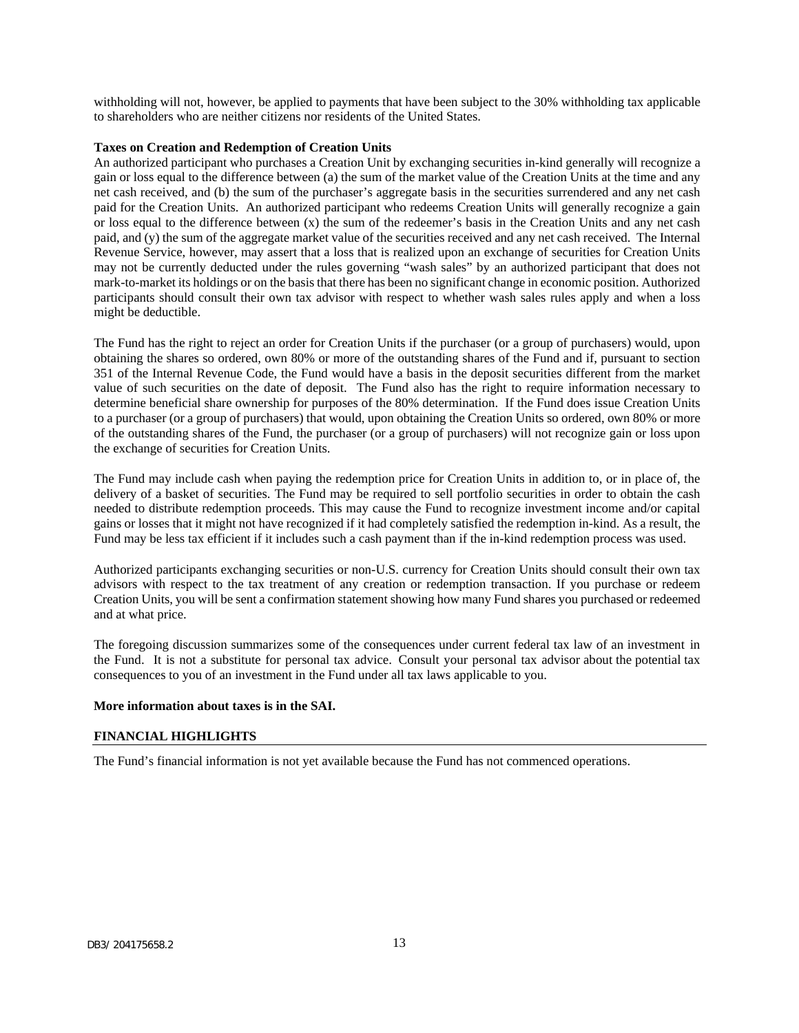withholding will not, however, be applied to payments that have been subject to the 30% withholding tax applicable to shareholders who are neither citizens nor residents of the United States.

**Taxes on Creation and Redemption of Creation Units**

An authorized participant who purchases a Creation Unit by exchanging securities in-kind generally will recognize a gain or loss equal to the difference between (a) the sum of the market value of the Creation Units at the time and any net cash received, and (b) the sum of the purchaser's aggregate basis in the securities surrendered and any net cash paid for the Creation Units. An authorized participant who redeems Creation Units will generally recognize a gain or loss equal to the difference between (x) the sum of the redeemer's basis in the Creation Units and any net cash paid, and (y) the sum of the aggregate market value of the securities received and any net cash received. The Internal Revenue Service, however, may assert that a loss that is realized upon an exchange of securities for Creation Units may not be currently deducted under the rules governing "wash sales" by an authorized participant that does not mark-to-market its holdings or on the basis that there has been no significant change in economic position. Authorized participants should consult their own tax advisor with respect to whether wash sales rules apply and when a loss might be deductible.

The Fund has the right to reject an order for Creation Units if the purchaser (or a group of purchasers) would, upon obtaining the shares so ordered, own 80% or more of the outstanding shares of the Fund and if, pursuant to section 351 of the Internal Revenue Code, the Fund would have a basis in the deposit securities different from the market value of such securities on the date of deposit. The Fund also has the right to require information necessary to determine beneficial share ownership for purposes of the 80% determination. If the Fund does issue Creation Units to a purchaser (or a group of purchasers) that would, upon obtaining the Creation Units so ordered, own 80% or more of the outstanding shares of the Fund, the purchaser (or a group of purchasers) will not recognize gain or loss upon the exchange of securities for Creation Units.

The Fund may include cash when paying the redemption price for Creation Units in addition to, or in place of, the delivery of a basket of securities. The Fund may be required to sell portfolio securities in order to obtain the cash needed to distribute redemption proceeds. This may cause the Fund to recognize investment income and/or capital gains or losses that it might not have recognized if it had completely satisfied the redemption in-kind. As a result, the Fund may be less tax efficient if it includes such a cash payment than if the in-kind redemption process was used.

Authorized participants exchanging securities or non-U.S. currency for Creation Units should consult their own tax advisors with respect to the tax treatment of any creation or redemption transaction. If you purchase or redeem Creation Units, you will be sent a confirmation statement showing how many Fund shares you purchased or redeemed and at what price.

The foregoing discussion summarizes some of the consequences under current federal tax law of an investment in the Fund. It is not a substitute for personal tax advice. Consult your personal tax advisor about the potential tax consequences to you of an investment in the Fund under all tax laws applicable to you.

**More information about taxes is in the SAI.**

## FINANCIAL HIGHLIGHTS

The Fund's financial information is not yet available because the Fund has not commenced operations.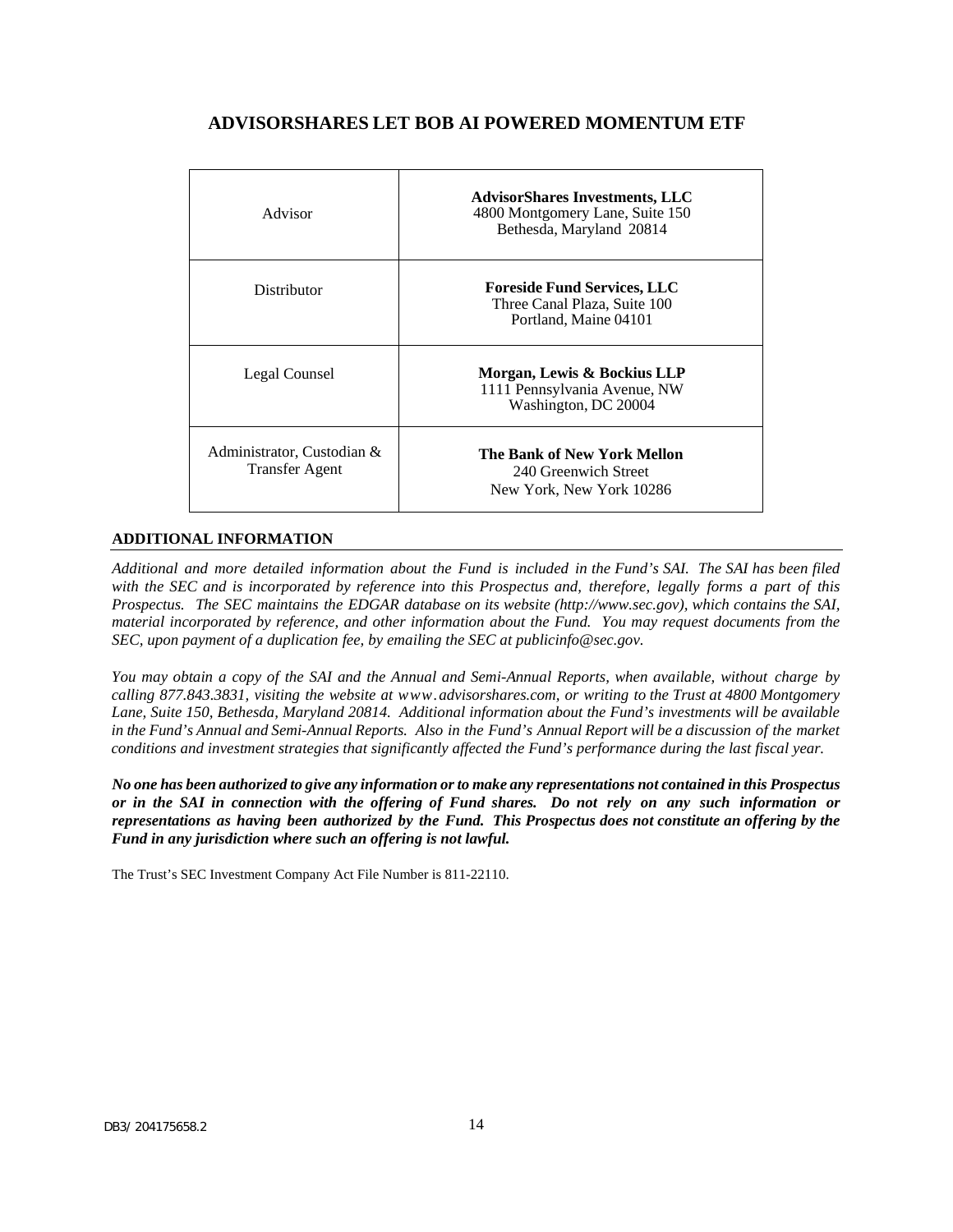# ADVISORSHARES LET BOB AI POWERED MOMENTUM ETF

| | |
|---|---|
| Advisor | **AdvisorShares Investments, LLC**<br>4800 Montgomery Lane, Suite 150<br>Bethesda, Maryland 20814 |
| Distributor | **Foreside Fund Services, LLC**<br>Three Canal Plaza, Suite 100<br>Portland, Maine 04101 |
| Legal Counsel | **Morgan, Lewis & Bockius LLP**<br>1111 Pennsylvania Avenue, NW<br>Washington, DC 20004 |
| Administrator, Custodian & Transfer Agent | **The Bank of New York Mellon**<br>240 Greenwich Street<br>New York, New York 10286 |

## ADDITIONAL INFORMATION

*Additional and more detailed information about the Fund is included in the Fund's SAI. The SAI has been filed with the SEC and is incorporated by reference into this Prospectus and, therefore, legally forms a part of this Prospectus. The SEC maintains the EDGAR database on its website (http://www.sec.gov), which contains the SAI, material incorporated by reference, and other information about the Fund. You may request documents from the SEC, upon payment of a duplication fee, by emailing the SEC at publicinfo@sec.gov.*

*You may obtain a copy of the SAI and the Annual and Semi-Annual Reports, when available, without charge by calling 877.843.3831, visiting the website at www.advisorshares.com, or writing to the Trust at 4800 Montgomery Lane, Suite 150, Bethesda, Maryland 20814. Additional information about the Fund's investments will be available in the Fund's Annual and Semi-Annual Reports. Also in the Fund's Annual Report will be a discussion of the market conditions and investment strategies that significantly affected the Fund's performance during the last fiscal year.*

***No one has been authorized to give any information or to make any representations not contained in this Prospectus or in the SAI in connection with the offering of Fund shares. Do not rely on any such information or representations as having been authorized by the Fund. This Prospectus does not constitute an offering by the Fund in any jurisdiction where such an offering is not lawful.***

The Trust's SEC Investment Company Act File Number is 811-22110.

DB3/ 204175658.2